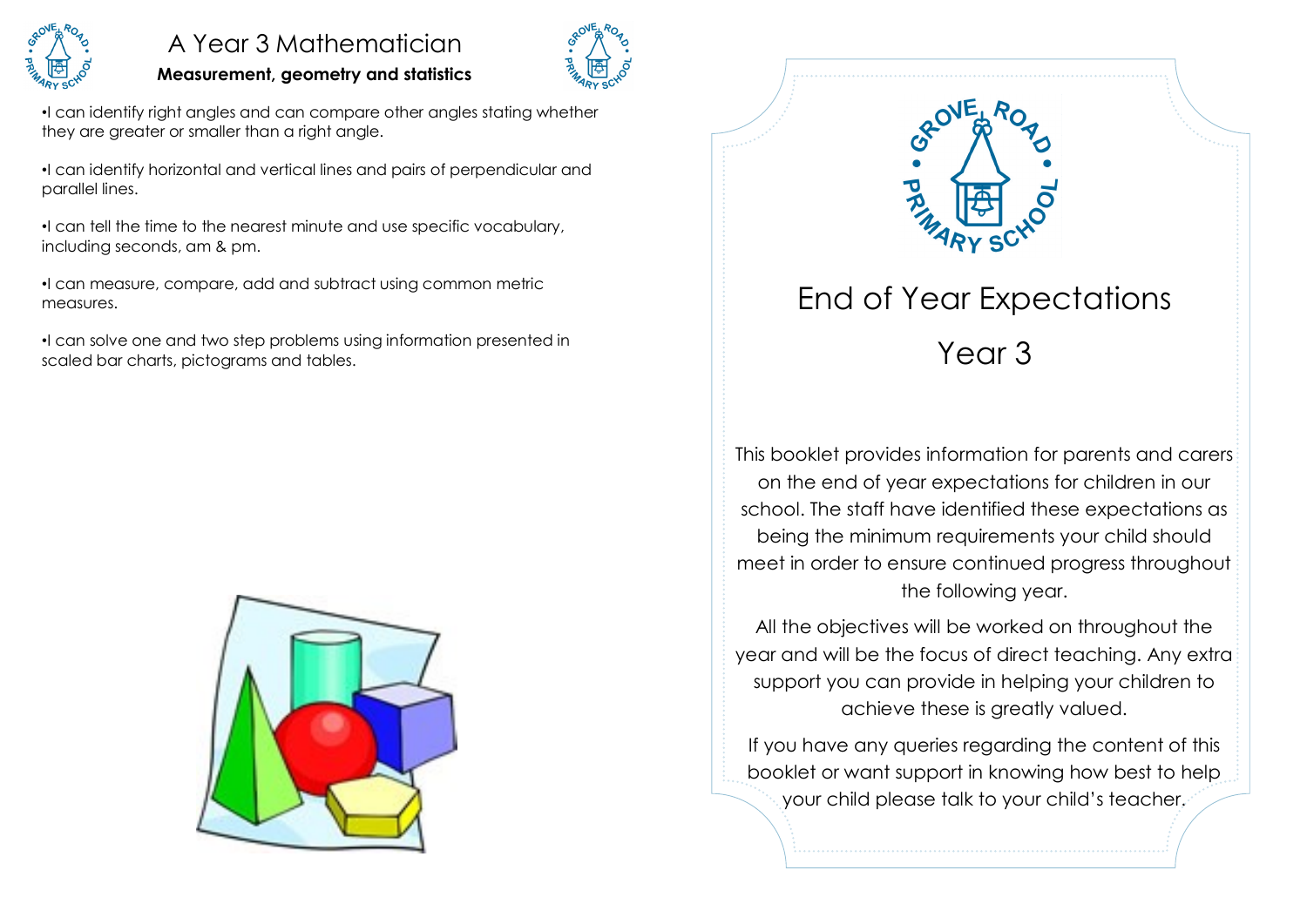# A Year 3 Mathematician

**Measurement, geometry and statistics**

- I can identify right angles and can compare other angles stating whether they are greater or smaller than a right angle.
- I can identify horizontal and vertical lines and pairs of perpendicular and parallel lines.
- I can tell the time to the nearest minute and use specific vocabulary, including seconds, am & pm.
- I can measure, compare, add and subtract using common metric measures.
- I can solve one and two step problems using information presented in scaled bar charts, pictograms and tables.

# End of Year Expectations

## Year 3

This booklet provides information for parents and carers on the end of year expectations for children in our school. The staff have identified these expectations as being the minimum requirements your child should meet in order to ensure continued progress throughout the following year.

All the objectives will be worked on throughout the year and will be the focus of direct teaching. Any extra support you can provide in helping your children to achieve these is greatly valued.

If you have any queries regarding the content of this booklet or want support in knowing how best to help your child please talk to your child's teacher.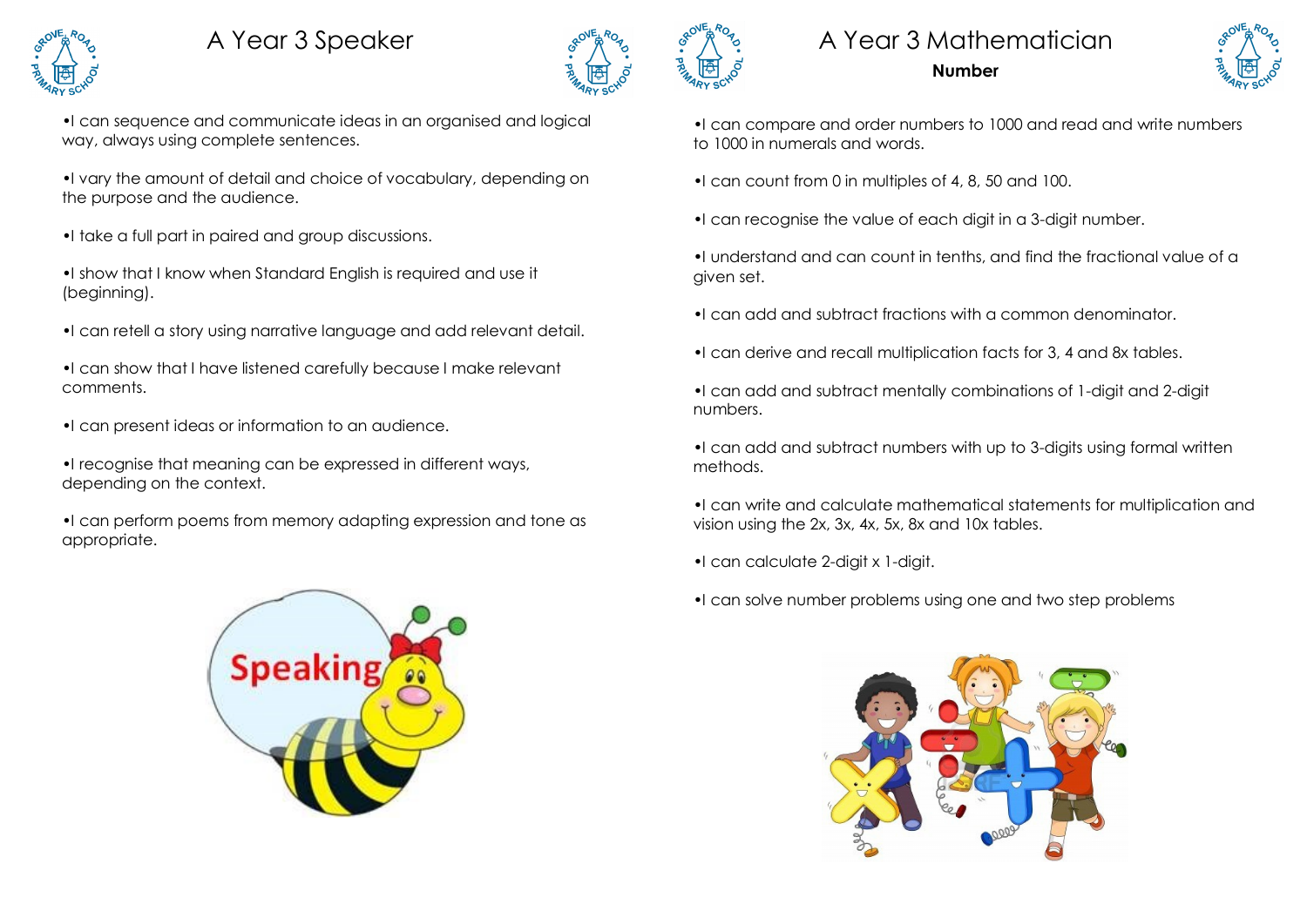# A Year 3 Speaker

- I can sequence and communicate ideas in an organised and logical way, always using complete sentences.
- I vary the amount of detail and choice of vocabulary, depending on the purpose and the audience.
- I take a full part in paired and group discussions.
- I show that I know when Standard English is required and use it (beginning).
- I can retell a story using narrative language and add relevant detail.
- I can show that I have listened carefully because I make relevant comments.
- I can present ideas or information to an audience.
- I recognise that meaning can be expressed in different ways, depending on the context.
- I can perform poems from memory adapting expression and tone as appropriate.

# A Year 3 Mathematician

**Number**

- I can compare and order numbers to 1000 and read and write numbers to 1000 in numerals and words.
- I can count from 0 in multiples of 4, 8, 50 and 100.
- I can recognise the value of each digit in a 3-digit number.
- I understand and can count in tenths, and find the fractional value of a given set.
- I can add and subtract fractions with a common denominator.
- I can derive and recall multiplication facts for 3, 4 and 8x tables.
- I can add and subtract mentally combinations of 1-digit and 2-digit numbers.
- I can add and subtract numbers with up to 3-digits using formal written methods.
- I can write and calculate mathematical statements for multiplication and vision using the 2x, 3x, 4x, 5x, 8x and 10x tables.
- I can calculate 2-digit x 1-digit.
- I can solve number problems using one and two step problems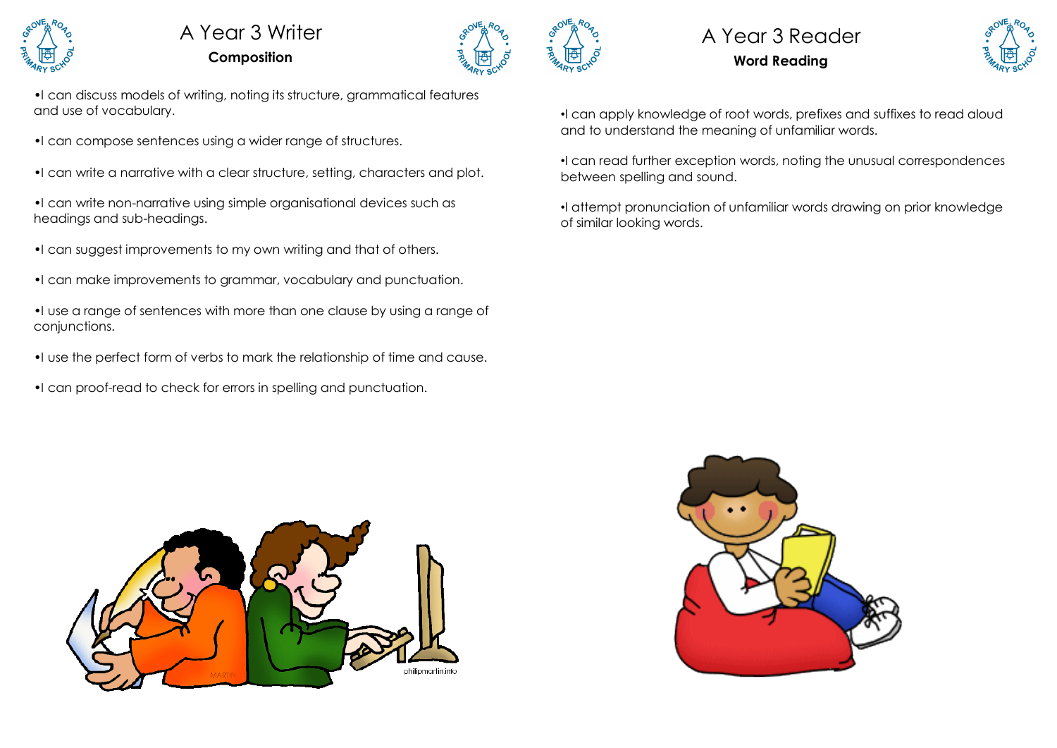# A Year 3 Writer

## Composition

- I can discuss models of writing, noting its structure, grammatical features and use of vocabulary.
- I can compose sentences using a wider range of structures.
- I can write a narrative with a clear structure, setting, characters and plot.
- I can write non-narrative using simple organisational devices such as headings and sub-headings.
- I can suggest improvements to my own writing and that of others.
- I can make improvements to grammar, vocabulary and punctuation.
- I use a range of sentences with more than one clause by using a range of conjunctions.
- I use the perfect form of verbs to mark the relationship of time and cause.
- I can proof-read to check for errors in spelling and punctuation.

# A Year 3 Reader

## Word Reading

- I can apply knowledge of root words, prefixes and suffixes to read aloud and to understand the meaning of unfamiliar words.
- I can read further exception words, noting the unusual correspondences between spelling and sound.
- I attempt pronunciation of unfamiliar words drawing on prior knowledge of similar looking words.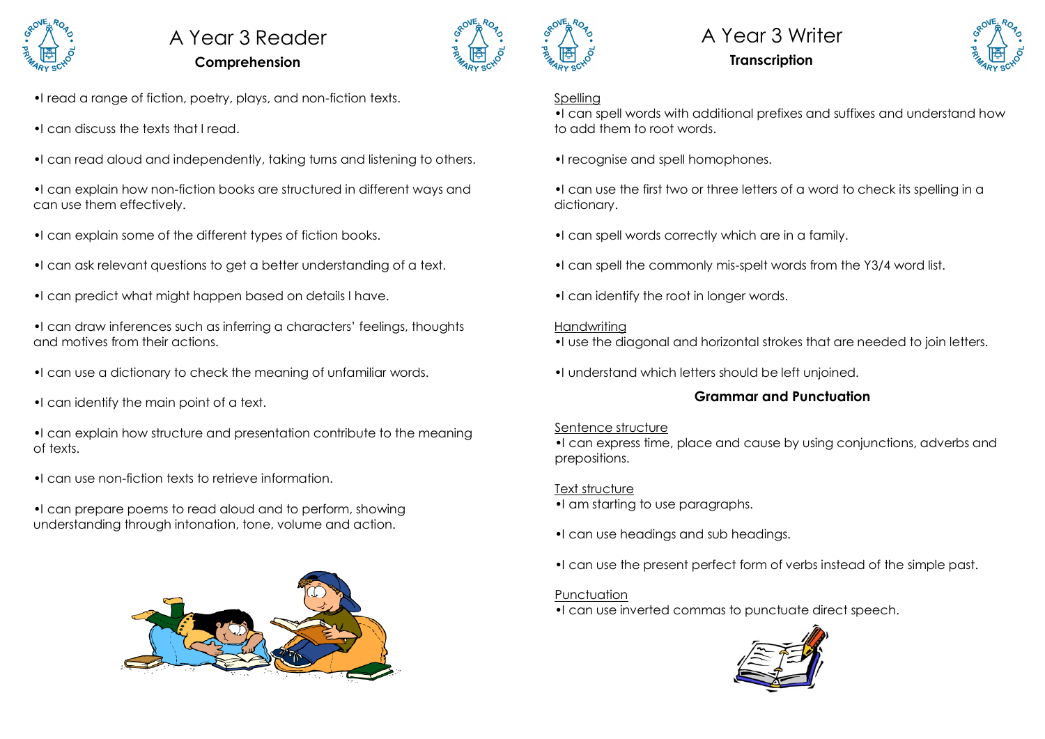# A Year 3 Reader

## Comprehension

- I read a range of fiction, poetry, plays, and non-fiction texts.
- I can discuss the texts that I read.
- I can read aloud and independently, taking turns and listening to others.
- I can explain how non-fiction books are structured in different ways and can use them effectively.
- I can explain some of the different types of fiction books.
- I can ask relevant questions to get a better understanding of a text.
- I can predict what might happen based on details I have.
- I can draw inferences such as inferring a characters' feelings, thoughts and motives from their actions.
- I can use a dictionary to check the meaning of unfamiliar words.
- I can identify the main point of a text.
- I can explain how structure and presentation contribute to the meaning of texts.
- I can use non-fiction texts to retrieve information.
- I can prepare poems to read aloud and to perform, showing understanding through intonation, tone, volume and action.

# A Year 3 Writer

## Transcription

Spelling

- I can spell words with additional prefixes and suffixes and understand how to add them to root words.
- I recognise and spell homophones.
- I can use the first two or three letters of a word to check its spelling in a dictionary.
- I can spell words correctly which are in a family.
- I can spell the commonly mis-spelt words from the Y3/4 word list.
- I can identify the root in longer words.

Handwriting

- I use the diagonal and horizontal strokes that are needed to join letters.
- I understand which letters should be left unjoined.

## Grammar and Punctuation

Sentence structure

- I can express time, place and cause by using conjunctions, adverbs and prepositions.

Text structure

- I am starting to use paragraphs.
- I can use headings and sub headings.
- I can use the present perfect form of verbs instead of the simple past.

Punctuation

- I can use inverted commas to punctuate direct speech.